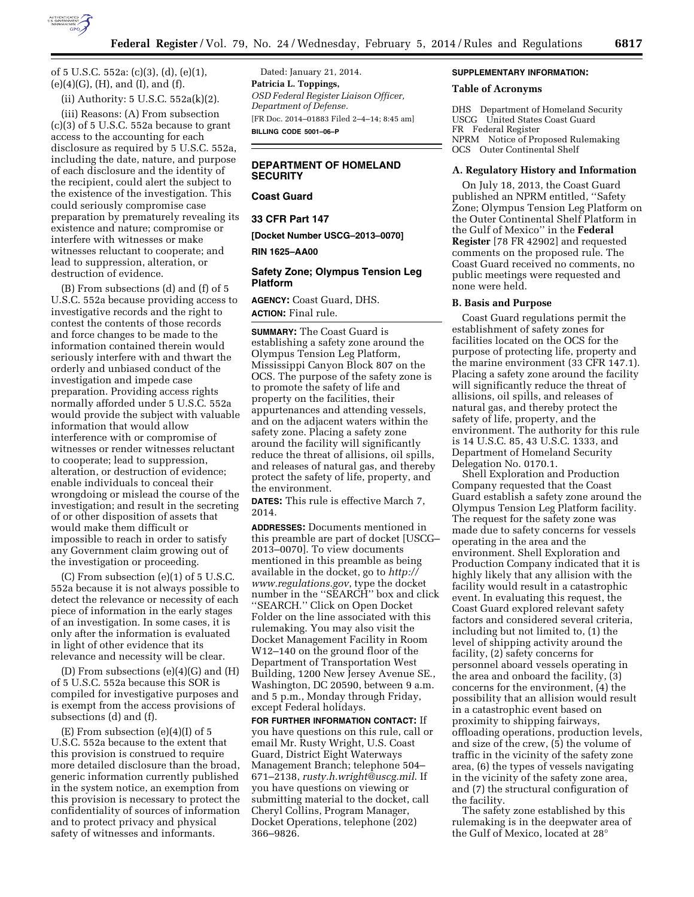of 5 U.S.C. 552a: (c)(3), (d), (e)(1), (e)(4)(G), (H), and (I), and (f).

(ii) Authority: 5 U.S.C. 552a(k)(2).

(iii) Reasons: (A) From subsection (c)(3) of 5 U.S.C. 552a because to grant access to the accounting for each disclosure as required by 5 U.S.C. 552a, including the date, nature, and purpose of each disclosure and the identity of the recipient, could alert the subject to the existence of the investigation. This could seriously compromise case preparation by prematurely revealing its existence and nature; compromise or interfere with witnesses or make witnesses reluctant to cooperate; and lead to suppression, alteration, or destruction of evidence.

(B) From subsections (d) and (f) of 5 U.S.C. 552a because providing access to investigative records and the right to contest the contents of those records and force changes to be made to the information contained therein would seriously interfere with and thwart the orderly and unbiased conduct of the investigation and impede case preparation. Providing access rights normally afforded under 5 U.S.C. 552a would provide the subject with valuable information that would allow interference with or compromise of witnesses or render witnesses reluctant to cooperate; lead to suppression, alteration, or destruction of evidence; enable individuals to conceal their wrongdoing or mislead the course of the investigation; and result in the secreting of or other disposition of assets that would make them difficult or impossible to reach in order to satisfy any Government claim growing out of the investigation or proceeding.

(C) From subsection (e)(1) of 5 U.S.C. 552a because it is not always possible to detect the relevance or necessity of each piece of information in the early stages of an investigation. In some cases, it is only after the information is evaluated in light of other evidence that its relevance and necessity will be clear.

(D) From subsections (e)(4)(G) and (H) of 5 U.S.C. 552a because this SOR is compiled for investigative purposes and is exempt from the access provisions of subsections (d) and (f).

(E) From subsection (e)(4)(I) of 5 U.S.C. 552a because to the extent that this provision is construed to require more detailed disclosure than the broad, generic information currently published in the system notice, an exemption from this provision is necessary to protect the confidentiality of sources of information and to protect privacy and physical safety of witnesses and informants.

Dated: January 21, 2014.

**Patricia L. Toppings,**

*OSD Federal Register Liaison Officer, Department of Defense.*

[FR Doc. 2014–01883 Filed 2–4–14; 8:45 am]

**BILLING CODE 5001–06–P**

---

## DEPARTMENT OF HOMELAND SECURITY

### Coast Guard

### 33 CFR Part 147

**[Docket Number USCG–2013–0070]**

**RIN 1625–AA00**

### Safety Zone; Olympus Tension Leg Platform

**AGENCY:** Coast Guard, DHS.

**ACTION:** Final rule.

**SUMMARY:** The Coast Guard is establishing a safety zone around the Olympus Tension Leg Platform, Mississippi Canyon Block 807 on the OCS. The purpose of the safety zone is to promote the safety of life and property on the facilities, their appurtenances and attending vessels, and on the adjacent waters within the safety zone. Placing a safety zone around the facility will significantly reduce the threat of allisions, oil spills, and releases of natural gas, and thereby protect the safety of life, property, and the environment.

**DATES:** This rule is effective March 7, 2014.

**ADDRESSES:** Documents mentioned in this preamble are part of docket [USCG–2013–0070]. To view documents mentioned in this preamble as being available in the docket, go to *http://www.regulations.gov*, type the docket number in the ''SEARCH'' box and click ''SEARCH.'' Click on Open Docket Folder on the line associated with this rulemaking. You may also visit the Docket Management Facility in Room W12–140 on the ground floor of the Department of Transportation West Building, 1200 New Jersey Avenue SE., Washington, DC 20590, between 9 a.m. and 5 p.m., Monday through Friday, except Federal holidays.

**FOR FURTHER INFORMATION CONTACT:** If you have questions on this rule, call or email Mr. Rusty Wright, U.S. Coast Guard, District Eight Waterways Management Branch; telephone 504–671–2138, *rusty.h.wright@uscg.mil*. If you have questions on viewing or submitting material to the docket, call Cheryl Collins, Program Manager, Docket Operations, telephone (202) 366–9826.

**SUPPLEMENTARY INFORMATION:**

#### Table of Acronyms

DHS Department of Homeland Security
USCG United States Coast Guard
FR Federal Register
NPRM Notice of Proposed Rulemaking
OCS Outer Continental Shelf

#### A. Regulatory History and Information

On July 18, 2013, the Coast Guard published an NPRM entitled, ''Safety Zone; Olympus Tension Leg Platform on the Outer Continental Shelf Platform in the Gulf of Mexico'' in the **Federal Register** [78 FR 42902] and requested comments on the proposed rule. The Coast Guard received no comments, no public meetings were requested and none were held.

#### B. Basis and Purpose

Coast Guard regulations permit the establishment of safety zones for facilities located on the OCS for the purpose of protecting life, property and the marine environment (33 CFR 147.1). Placing a safety zone around the facility will significantly reduce the threat of allisions, oil spills, and releases of natural gas, and thereby protect the safety of life, property, and the environment. The authority for this rule is 14 U.S.C. 85, 43 U.S.C. 1333, and Department of Homeland Security Delegation No. 0170.1.

Shell Exploration and Production Company requested that the Coast Guard establish a safety zone around the Olympus Tension Leg Platform facility. The request for the safety zone was made due to safety concerns for vessels operating in the area and the environment. Shell Exploration and Production Company indicated that it is highly likely that any allision with the facility would result in a catastrophic event. In evaluating this request, the Coast Guard explored relevant safety factors and considered several criteria, including but not limited to, (1) the level of shipping activity around the facility, (2) safety concerns for personnel aboard vessels operating in the area and onboard the facility, (3) concerns for the environment, (4) the possibility that an allision would result in a catastrophic event based on proximity to shipping fairways, offloading operations, production levels, and size of the crew, (5) the volume of traffic in the vicinity of the safety zone area, (6) the types of vessels navigating in the vicinity of the safety zone area, and (7) the structural configuration of the facility.

The safety zone established by this rulemaking is in the deepwater area of the Gulf of Mexico, located at 28°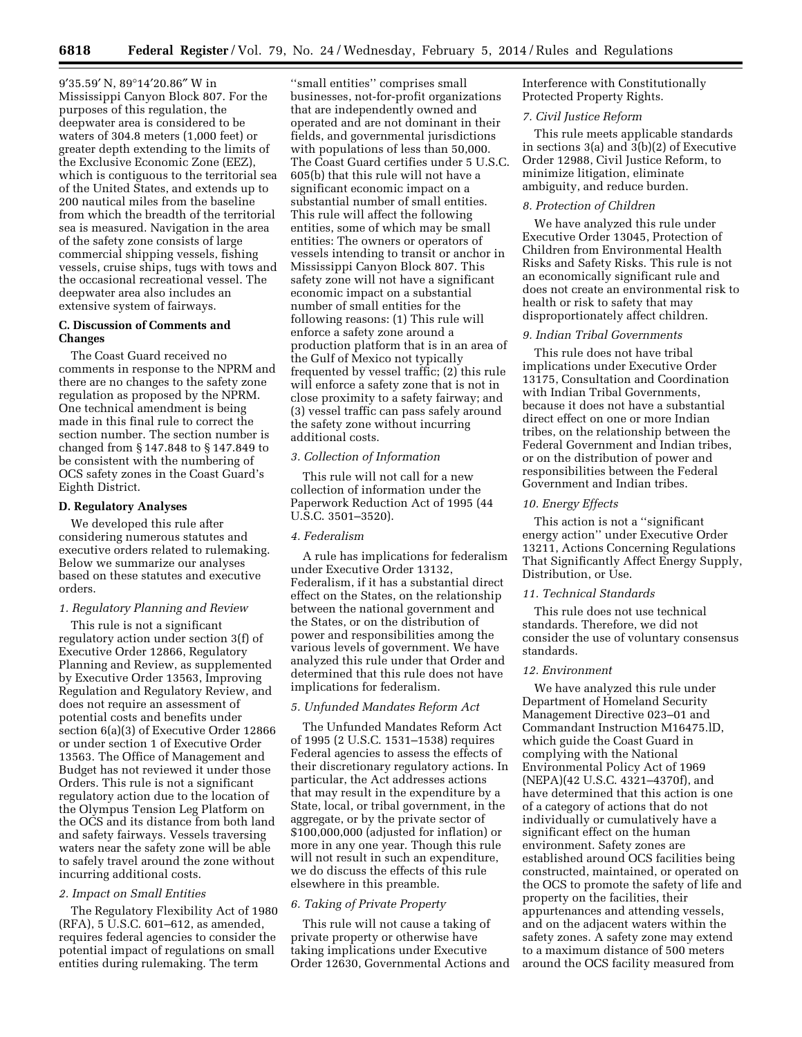9′35.59′ N, 89°14′20.86″ W in Mississippi Canyon Block 807. For the purposes of this regulation, the deepwater area is considered to be waters of 304.8 meters (1,000 feet) or greater depth extending to the limits of the Exclusive Economic Zone (EEZ), which is contiguous to the territorial sea of the United States, and extends up to 200 nautical miles from the baseline from which the breadth of the territorial sea is measured. Navigation in the area of the safety zone consists of large commercial shipping vessels, fishing vessels, cruise ships, tugs with tows and the occasional recreational vessel. The deepwater area also includes an extensive system of fairways.

### C. Discussion of Comments and Changes

The Coast Guard received no comments in response to the NPRM and there are no changes to the safety zone regulation as proposed by the NPRM. One technical amendment is being made in this final rule to correct the section number. The section number is changed from § 147.848 to § 147.849 to be consistent with the numbering of OCS safety zones in the Coast Guard's Eighth District.

### D. Regulatory Analyses

We developed this rule after considering numerous statutes and executive orders related to rulemaking. Below we summarize our analyses based on these statutes and executive orders.

#### *1. Regulatory Planning and Review*

This rule is not a significant regulatory action under section 3(f) of Executive Order 12866, Regulatory Planning and Review, as supplemented by Executive Order 13563, Improving Regulation and Regulatory Review, and does not require an assessment of potential costs and benefits under section 6(a)(3) of Executive Order 12866 or under section 1 of Executive Order 13563. The Office of Management and Budget has not reviewed it under those Orders. This rule is not a significant regulatory action due to the location of the Olympus Tension Leg Platform on the OCS and its distance from both land and safety fairways. Vessels traversing waters near the safety zone will be able to safely travel around the zone without incurring additional costs.

#### *2. Impact on Small Entities*

The Regulatory Flexibility Act of 1980 (RFA), 5 U.S.C. 601–612, as amended, requires federal agencies to consider the potential impact of regulations on small entities during rulemaking. The term ''small entities'' comprises small businesses, not-for-profit organizations that are independently owned and operated and are not dominant in their fields, and governmental jurisdictions with populations of less than 50,000. The Coast Guard certifies under 5 U.S.C. 605(b) that this rule will not have a significant economic impact on a substantial number of small entities. This rule will affect the following entities, some of which may be small entities: The owners or operators of vessels intending to transit or anchor in Mississippi Canyon Block 807. This safety zone will not have a significant economic impact on a substantial number of small entities for the following reasons: (1) This rule will enforce a safety zone around a production platform that is in an area of the Gulf of Mexico not typically frequented by vessel traffic; (2) this rule will enforce a safety zone that is not in close proximity to a safety fairway; and (3) vessel traffic can pass safely around the safety zone without incurring additional costs.

#### *3. Collection of Information*

This rule will not call for a new collection of information under the Paperwork Reduction Act of 1995 (44 U.S.C. 3501–3520).

#### *4. Federalism*

A rule has implications for federalism under Executive Order 13132, Federalism, if it has a substantial direct effect on the States, on the relationship between the national government and the States, or on the distribution of power and responsibilities among the various levels of government. We have analyzed this rule under that Order and determined that this rule does not have implications for federalism.

#### *5. Unfunded Mandates Reform Act*

The Unfunded Mandates Reform Act of 1995 (2 U.S.C. 1531–1538) requires Federal agencies to assess the effects of their discretionary regulatory actions. In particular, the Act addresses actions that may result in the expenditure by a State, local, or tribal government, in the aggregate, or by the private sector of $100,000,000 (adjusted for inflation) or more in any one year. Though this rule will not result in such an expenditure, we do discuss the effects of this rule elsewhere in this preamble.

#### *6. Taking of Private Property*

This rule will not cause a taking of private property or otherwise have taking implications under Executive Order 12630, Governmental Actions and Interference with Constitutionally Protected Property Rights.

#### *7. Civil Justice Reform*

This rule meets applicable standards in sections 3(a) and 3(b)(2) of Executive Order 12988, Civil Justice Reform, to minimize litigation, eliminate ambiguity, and reduce burden.

#### *8. Protection of Children*

We have analyzed this rule under Executive Order 13045, Protection of Children from Environmental Health Risks and Safety Risks. This rule is not an economically significant rule and does not create an environmental risk to health or risk to safety that may disproportionately affect children.

#### *9. Indian Tribal Governments*

This rule does not have tribal implications under Executive Order 13175, Consultation and Coordination with Indian Tribal Governments, because it does not have a substantial direct effect on one or more Indian tribes, on the relationship between the Federal Government and Indian tribes, or on the distribution of power and responsibilities between the Federal Government and Indian tribes.

#### *10. Energy Effects*

This action is not a ''significant energy action'' under Executive Order 13211, Actions Concerning Regulations That Significantly Affect Energy Supply, Distribution, or Use.

#### *11. Technical Standards*

This rule does not use technical standards. Therefore, we did not consider the use of voluntary consensus standards.

#### *12. Environment*

We have analyzed this rule under Department of Homeland Security Management Directive 023–01 and Commandant Instruction M16475.lD, which guide the Coast Guard in complying with the National Environmental Policy Act of 1969 (NEPA)(42 U.S.C. 4321–4370f), and have determined that this action is one of a category of actions that do not individually or cumulatively have a significant effect on the human environment. Safety zones are established around OCS facilities being constructed, maintained, or operated on the OCS to promote the safety of life and property on the facilities, their appurtenances and attending vessels, and on the adjacent waters within the safety zones. A safety zone may extend to a maximum distance of 500 meters around the OCS facility measured from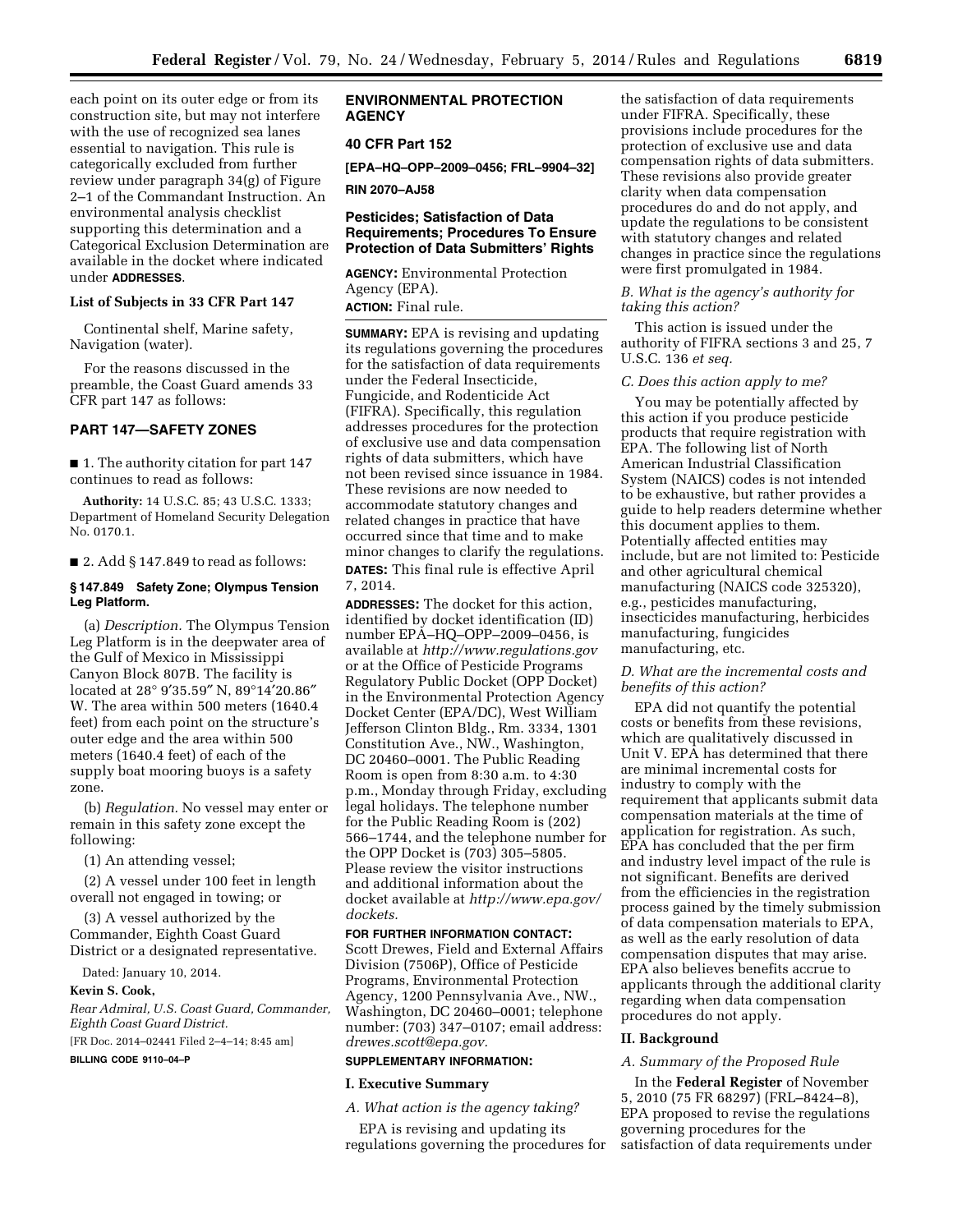each point on its outer edge or from its construction site, but may not interfere with the use of recognized sea lanes essential to navigation. This rule is categorically excluded from further review under paragraph 34(g) of Figure 2–1 of the Commandant Instruction. An environmental analysis checklist supporting this determination and a Categorical Exclusion Determination are available in the docket where indicated under **ADDRESSES**.

**List of Subjects in 33 CFR Part 147**

Continental shelf, Marine safety, Navigation (water).

For the reasons discussed in the preamble, the Coast Guard amends 33 CFR part 147 as follows:

## PART 147—SAFETY ZONES

■ 1. The authority citation for part 147 continues to read as follows:

**Authority:** 14 U.S.C. 85; 43 U.S.C. 1333; Department of Homeland Security Delegation No. 0170.1.

■ 2. Add § 147.849 to read as follows:

### § 147.849 Safety Zone; Olympus Tension Leg Platform.

(a) *Description.* The Olympus Tension Leg Platform is in the deepwater area of the Gulf of Mexico in Mississippi Canyon Block 807B. The facility is located at 28° 9′35.59″ N, 89°14′20.86″ W. The area within 500 meters (1640.4 feet) from each point on the structure's outer edge and the area within 500 meters (1640.4 feet) of each of the supply boat mooring buoys is a safety zone.

(b) *Regulation.* No vessel may enter or remain in this safety zone except the following:

(1) An attending vessel;

(2) A vessel under 100 feet in length overall not engaged in towing; or

(3) A vessel authorized by the Commander, Eighth Coast Guard District or a designated representative.

Dated: January 10, 2014.

**Kevin S. Cook,**

*Rear Admiral, U.S. Coast Guard, Commander, Eighth Coast Guard District.*

[FR Doc. 2014–02441 Filed 2–4–14; 8:45 am]

**BILLING CODE 9110–04–P**

## ENVIRONMENTAL PROTECTION AGENCY

### 40 CFR Part 152

**[EPA–HQ–OPP–2009–0456; FRL–9904–32]**

**RIN 2070–AJ58**

### Pesticides; Satisfaction of Data Requirements; Procedures To Ensure Protection of Data Submitters' Rights

**AGENCY:** Environmental Protection Agency (EPA).

**ACTION:** Final rule.

**SUMMARY:** EPA is revising and updating its regulations governing the procedures for the satisfaction of data requirements under the Federal Insecticide, Fungicide, and Rodenticide Act (FIFRA). Specifically, this regulation addresses procedures for the protection of exclusive use and data compensation rights of data submitters, which have not been revised since issuance in 1984. These revisions are now needed to accommodate statutory changes and related changes in practice that have occurred since that time and to make minor changes to clarify the regulations.

**DATES:** This final rule is effective April 7, 2014.

**ADDRESSES:** The docket for this action, identified by docket identification (ID) number EPA–HQ–OPP–2009–0456, is available at *http://www.regulations.gov* or at the Office of Pesticide Programs Regulatory Public Docket (OPP Docket) in the Environmental Protection Agency Docket Center (EPA/DC), West William Jefferson Clinton Bldg., Rm. 3334, 1301 Constitution Ave., NW., Washington, DC 20460–0001. The Public Reading Room is open from 8:30 a.m. to 4:30 p.m., Monday through Friday, excluding legal holidays. The telephone number for the Public Reading Room is (202) 566–1744, and the telephone number for the OPP Docket is (703) 305–5805. Please review the visitor instructions and additional information about the docket available at *http://www.epa.gov/dockets.*

**FOR FURTHER INFORMATION CONTACT:** Scott Drewes, Field and External Affairs Division (7506P), Office of Pesticide Programs, Environmental Protection Agency, 1200 Pennsylvania Ave., NW., Washington, DC 20460–0001; telephone number: (703) 347–0107; email address: *drewes.scott@epa.gov.*

**SUPPLEMENTARY INFORMATION:**

## I. Executive Summary

*A. What action is the agency taking?*

EPA is revising and updating its regulations governing the procedures for the satisfaction of data requirements under FIFRA. Specifically, these provisions include procedures for the protection of exclusive use and data compensation rights of data submitters. These revisions also provide greater clarity when data compensation procedures do and do not apply, and update the regulations to be consistent with statutory changes and related changes in practice since the regulations were first promulgated in 1984.

*B. What is the agency's authority for taking this action?*

This action is issued under the authority of FIFRA sections 3 and 25, 7 U.S.C. 136 *et seq.*

*C. Does this action apply to me?*

You may be potentially affected by this action if you produce pesticide products that require registration with EPA. The following list of North American Industrial Classification System (NAICS) codes is not intended to be exhaustive, but rather provides a guide to help readers determine whether this document applies to them. Potentially affected entities may include, but are not limited to: Pesticide and other agricultural chemical manufacturing (NAICS code 325320), e.g., pesticides manufacturing, insecticides manufacturing, herbicides manufacturing, fungicides manufacturing, etc.

*D. What are the incremental costs and benefits of this action?*

EPA did not quantify the potential costs or benefits from these revisions, which are qualitatively discussed in Unit V. EPA has determined that there are minimal incremental costs for industry to comply with the requirement that applicants submit data compensation materials at the time of application for registration. As such, EPA has concluded that the per firm and industry level impact of the rule is not significant. Benefits are derived from the efficiencies in the registration process gained by the timely submission of data compensation materials to EPA, as well as the early resolution of data compensation disputes that may arise. EPA also believes benefits accrue to applicants through the additional clarity regarding when data compensation procedures do not apply.

## II. Background

*A. Summary of the Proposed Rule*

In the **Federal Register** of November 5, 2010 (75 FR 68297) (FRL–8424–8), EPA proposed to revise the regulations governing procedures for the satisfaction of data requirements under